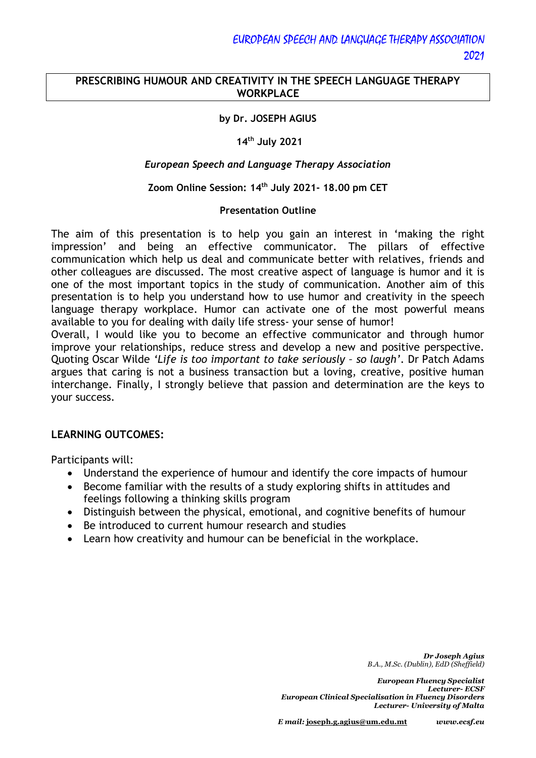EUROPEAN SPEECH AND LANGUAGE THERAPY ASSOCIATION
2021

# PRESCRIBING HUMOUR AND CREATIVITY IN THE SPEECH LANGUAGE THERAPY WORKPLACE

**by Dr. JOSEPH AGIUS**

**14th July 2021**

*European Speech and Language Therapy Association*

**Zoom Online Session: 14th July 2021- 18.00 pm CET**

**Presentation Outline**

The aim of this presentation is to help you gain an interest in 'making the right impression' and being an effective communicator. The pillars of effective communication which help us deal and communicate better with relatives, friends and other colleagues are discussed. The most creative aspect of language is humor and it is one of the most important topics in the study of communication. Another aim of this presentation is to help you understand how to use humor and creativity in the speech language therapy workplace. Humor can activate one of the most powerful means available to you for dealing with daily life stress- your sense of humor!

Overall, I would like you to become an effective communicator and through humor improve your relationships, reduce stress and develop a new and positive perspective. Quoting Oscar Wilde *'Life is too important to take seriously – so laugh'*. Dr Patch Adams argues that caring is not a business transaction but a loving, creative, positive human interchange. Finally, I strongly believe that passion and determination are the keys to your success.

## LEARNING OUTCOMES:

Participants will:

- Understand the experience of humour and identify the core impacts of humour
- Become familiar with the results of a study exploring shifts in attitudes and feelings following a thinking skills program
- Distinguish between the physical, emotional, and cognitive benefits of humour
- Be introduced to current humour research and studies
- Learn how creativity and humour can be beneficial in the workplace.

*Dr Joseph Agius*
*B.A., M.Sc. (Dublin), EdD (Sheffield)*

*European Fluency Specialist*
*Lecturer- ECSF*
*European Clinical Specialisation in Fluency Disorders*
*Lecturer- University of Malta*

*E mail:* joseph.g.agius@um.edu.mt *www.ecsf.eu*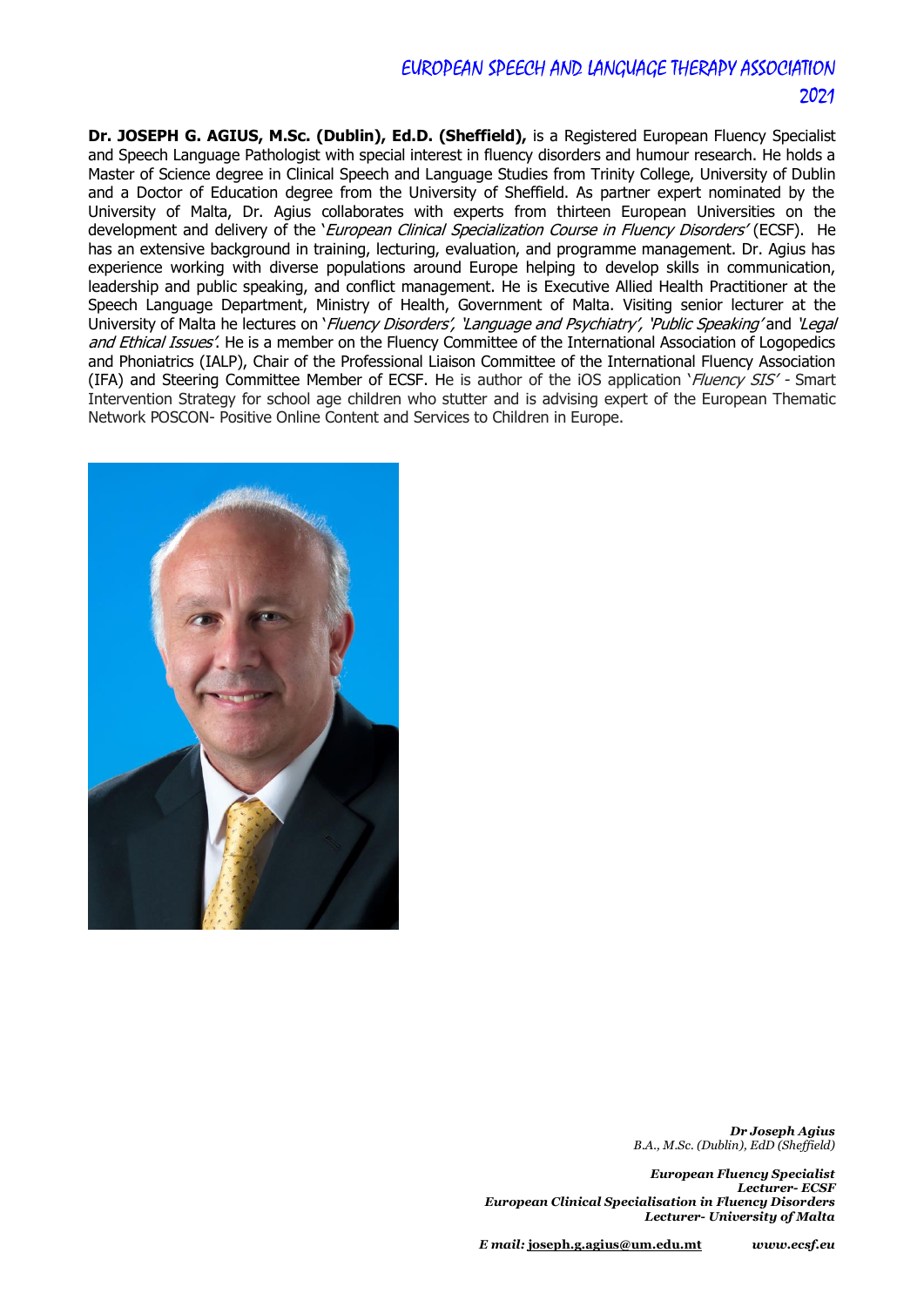EUROPEAN SPEECH AND LANGUAGE THERAPY ASSOCIATION
2021

**Dr. JOSEPH G. AGIUS, M.Sc. (Dublin), Ed.D. (Sheffield),** is a Registered European Fluency Specialist and Speech Language Pathologist with special interest in fluency disorders and humour research. He holds a Master of Science degree in Clinical Speech and Language Studies from Trinity College, University of Dublin and a Doctor of Education degree from the University of Sheffield. As partner expert nominated by the University of Malta, Dr. Agius collaborates with experts from thirteen European Universities on the development and delivery of the '*European Clinical Specialization Course in Fluency Disorders*' (ECSF). He has an extensive background in training, lecturing, evaluation, and programme management. Dr. Agius has experience working with diverse populations around Europe helping to develop skills in communication, leadership and public speaking, and conflict management. He is Executive Allied Health Practitioner at the Speech Language Department, Ministry of Health, Government of Malta. Visiting senior lecturer at the University of Malta he lectures on '*Fluency Disorders*', '*Language and Psychiatry*', '*Public Speaking*' and '*Legal and Ethical Issues*'. He is a member on the Fluency Committee of the International Association of Logopedics and Phoniatrics (IALP), Chair of the Professional Liaison Committee of the International Fluency Association (IFA) and Steering Committee Member of ECSF. He is author of the iOS application '*Fluency SIS*' - Smart Intervention Strategy for school age children who stutter and is advising expert of the European Thematic Network POSCON- Positive Online Content and Services to Children in Europe.

***Dr Joseph Agius***
*B.A., M.Sc. (Dublin), EdD (Sheffield)*

***European Fluency Specialist***
***Lecturer- ECSF***
***European Clinical Specialisation in Fluency Disorders***
***Lecturer- University of Malta***

***E mail:*** **joseph.g.agius@um.edu.mt** ***www.ecsf.eu***